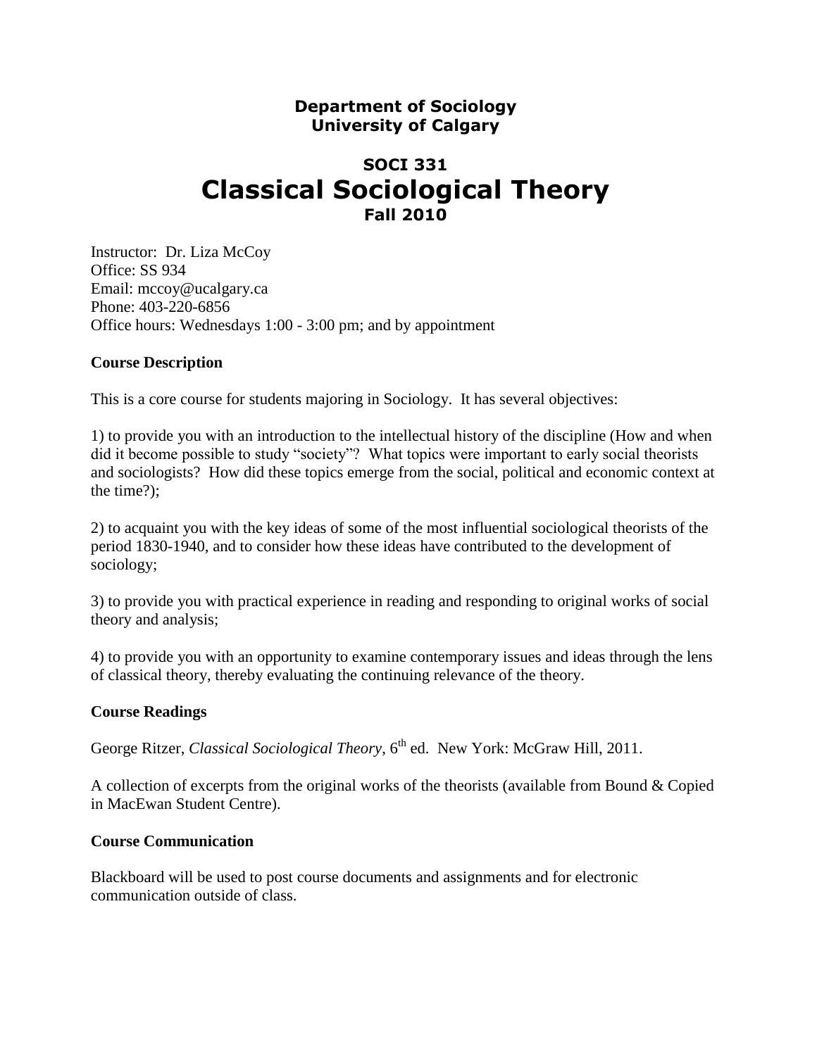**Department of Sociology**
**University of Calgary**

# SOCI 331
# Classical Sociological Theory
**Fall 2010**

Instructor: Dr. Liza McCoy
Office: SS 934
Email: mccoy@ucalgary.ca
Phone: 403-220-6856
Office hours: Wednesdays 1:00 - 3:00 pm; and by appointment

### Course Description

This is a core course for students majoring in Sociology. It has several objectives:

1) to provide you with an introduction to the intellectual history of the discipline (How and when did it become possible to study "society"? What topics were important to early social theorists and sociologists? How did these topics emerge from the social, political and economic context at the time?);

2) to acquaint you with the key ideas of some of the most influential sociological theorists of the period 1830-1940, and to consider how these ideas have contributed to the development of sociology;

3) to provide you with practical experience in reading and responding to original works of social theory and analysis;

4) to provide you with an opportunity to examine contemporary issues and ideas through the lens of classical theory, thereby evaluating the continuing relevance of the theory.

### Course Readings

George Ritzer, *Classical Sociological Theory*, 6th ed. New York: McGraw Hill, 2011.

A collection of excerpts from the original works of the theorists (available from Bound & Copied in MacEwan Student Centre).

### Course Communication

Blackboard will be used to post course documents and assignments and for electronic communication outside of class.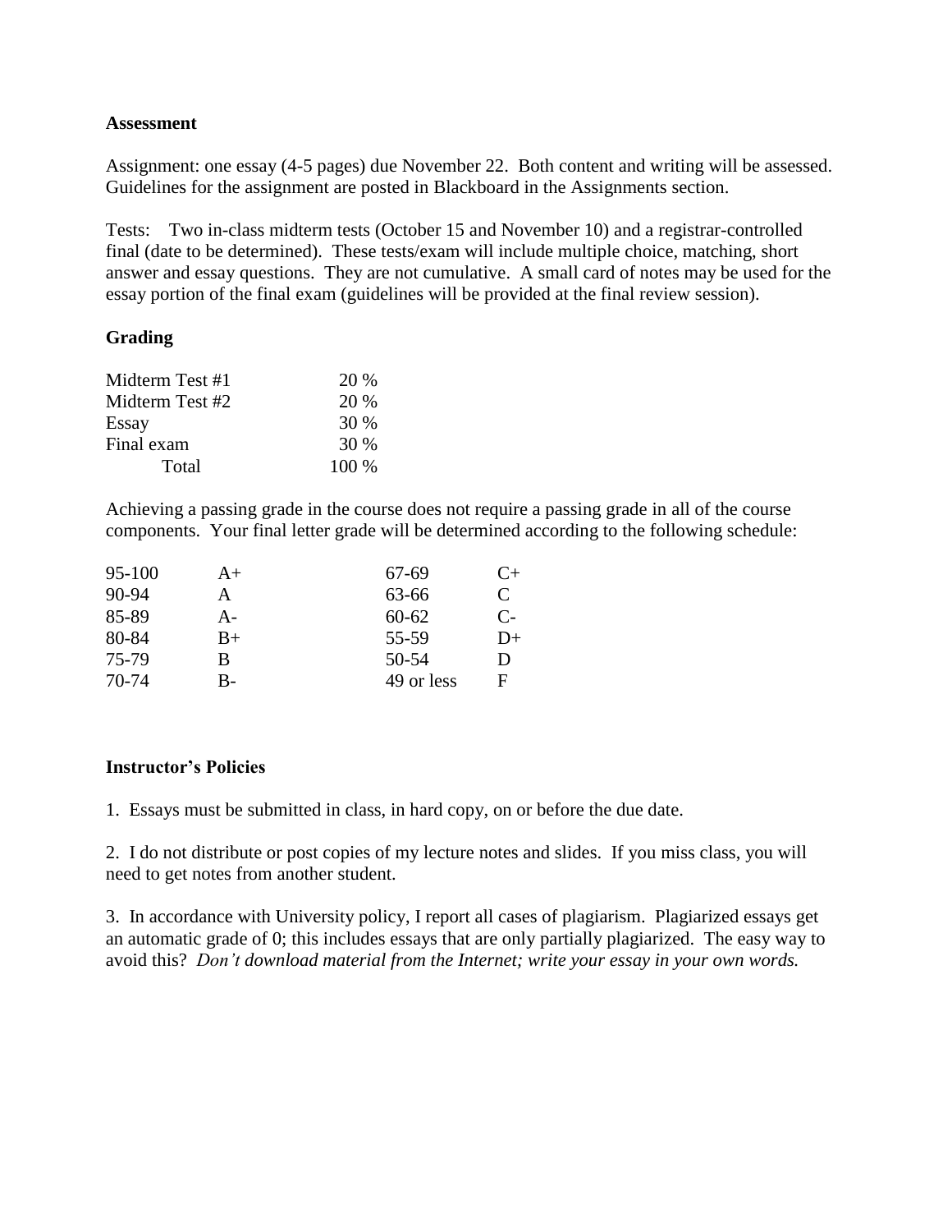**Assessment**

Assignment: one essay (4-5 pages) due November 22. Both content and writing will be assessed. Guidelines for the assignment are posted in Blackboard in the Assignments section.

Tests: Two in-class midterm tests (October 15 and November 10) and a registrar-controlled final (date to be determined). These tests/exam will include multiple choice, matching, short answer and essay questions. They are not cumulative. A small card of notes may be used for the essay portion of the final exam (guidelines will be provided at the final review session).

**Grading**

| Component | Weight |
| --- | --- |
| Midterm Test #1 | 20 % |
| Midterm Test #2 | 20 % |
| Essay | 30 % |
| Final exam | 30 % |
| Total | 100 % |

Achieving a passing grade in the course does not require a passing grade in all of the course components. Your final letter grade will be determined according to the following schedule:

| Range | Grade | Range | Grade |
| --- | --- | --- | --- |
| 95-100 | A+ | 67-69 | C+ |
| 90-94 | A | 63-66 | C |
| 85-89 | A- | 60-62 | C- |
| 80-84 | B+ | 55-59 | D+ |
| 75-79 | B | 50-54 | D |
| 70-74 | B- | 49 or less | F |

**Instructor's Policies**

1. Essays must be submitted in class, in hard copy, on or before the due date.

2. I do not distribute or post copies of my lecture notes and slides. If you miss class, you will need to get notes from another student.

3. In accordance with University policy, I report all cases of plagiarism. Plagiarized essays get an automatic grade of 0; this includes essays that are only partially plagiarized. The easy way to avoid this? *Don't download material from the Internet; write your essay in your own words.*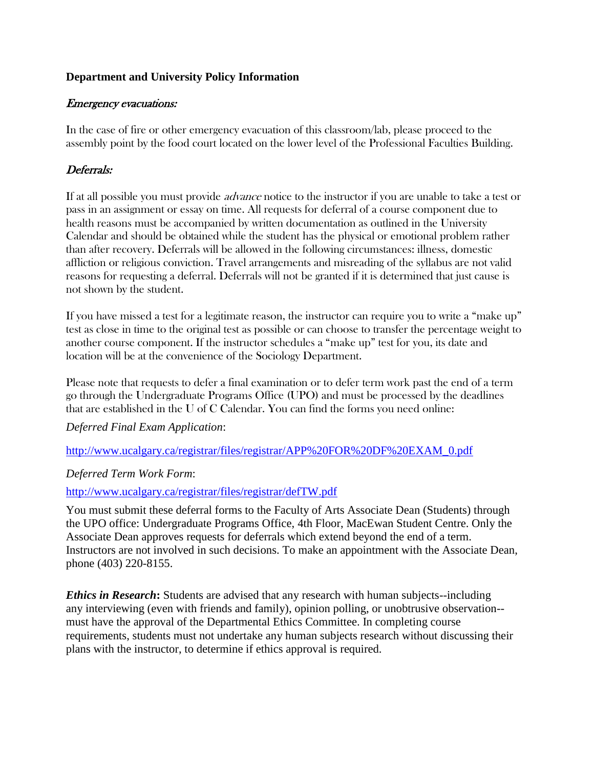**Department and University Policy Information**

*Emergency evacuations:*

In the case of fire or other emergency evacuation of this classroom/lab, please proceed to the assembly point by the food court located on the lower level of the Professional Faculties Building.

## *Deferrals:*

If at all possible you must provide *advance* notice to the instructor if you are unable to take a test or pass in an assignment or essay on time. All requests for deferral of a course component due to health reasons must be accompanied by written documentation as outlined in the University Calendar and should be obtained while the student has the physical or emotional problem rather than after recovery. Deferrals will be allowed in the following circumstances: illness, domestic affliction or religious conviction. Travel arrangements and misreading of the syllabus are not valid reasons for requesting a deferral. Deferrals will not be granted if it is determined that just cause is not shown by the student.

If you have missed a test for a legitimate reason, the instructor can require you to write a "make up" test as close in time to the original test as possible or can choose to transfer the percentage weight to another course component. If the instructor schedules a "make up" test for you, its date and location will be at the convenience of the Sociology Department.

Please note that requests to defer a final examination or to defer term work past the end of a term go through the Undergraduate Programs Office (UPO) and must be processed by the deadlines that are established in the U of C Calendar. You can find the forms you need online:

*Deferred Final Exam Application*:

http://www.ucalgary.ca/registrar/files/registrar/APP%20FOR%20DF%20EXAM_0.pdf

*Deferred Term Work Form*:

http://www.ucalgary.ca/registrar/files/registrar/defTW.pdf

You must submit these deferral forms to the Faculty of Arts Associate Dean (Students) through the UPO office: Undergraduate Programs Office, 4th Floor, MacEwan Student Centre. Only the Associate Dean approves requests for deferrals which extend beyond the end of a term. Instructors are not involved in such decisions. To make an appointment with the Associate Dean, phone (403) 220-8155.

***Ethics in Research*****:** Students are advised that any research with human subjects--including any interviewing (even with friends and family), opinion polling, or unobtrusive observation--must have the approval of the Departmental Ethics Committee. In completing course requirements, students must not undertake any human subjects research without discussing their plans with the instructor, to determine if ethics approval is required.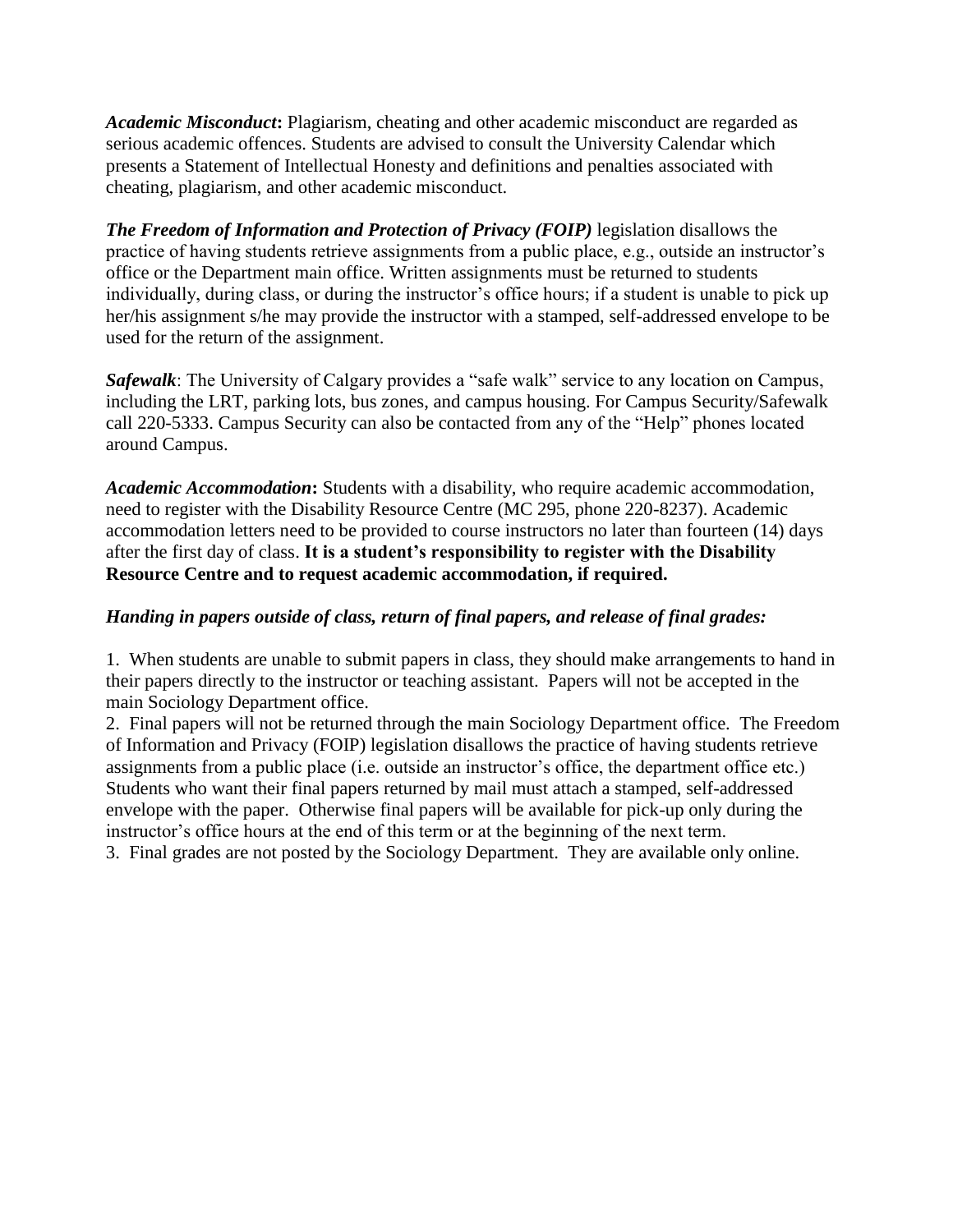***Academic Misconduct*:** Plagiarism, cheating and other academic misconduct are regarded as serious academic offences. Students are advised to consult the University Calendar which presents a Statement of Intellectual Honesty and definitions and penalties associated with cheating, plagiarism, and other academic misconduct.

***The Freedom of Information and Protection of Privacy (FOIP)*** legislation disallows the practice of having students retrieve assignments from a public place, e.g., outside an instructor's office or the Department main office. Written assignments must be returned to students individually, during class, or during the instructor's office hours; if a student is unable to pick up her/his assignment s/he may provide the instructor with a stamped, self-addressed envelope to be used for the return of the assignment.

***Safewalk***: The University of Calgary provides a "safe walk" service to any location on Campus, including the LRT, parking lots, bus zones, and campus housing. For Campus Security/Safewalk call 220-5333. Campus Security can also be contacted from any of the "Help" phones located around Campus.

***Academic Accommodation*:** Students with a disability, who require academic accommodation, need to register with the Disability Resource Centre (MC 295, phone 220-8237). Academic accommodation letters need to be provided to course instructors no later than fourteen (14) days after the first day of class. **It is a student's responsibility to register with the Disability Resource Centre and to request academic accommodation, if required.**

***Handing in papers outside of class, return of final papers, and release of final grades:***

1. When students are unable to submit papers in class, they should make arrangements to hand in their papers directly to the instructor or teaching assistant. Papers will not be accepted in the main Sociology Department office.
2. Final papers will not be returned through the main Sociology Department office. The Freedom of Information and Privacy (FOIP) legislation disallows the practice of having students retrieve assignments from a public place (i.e. outside an instructor's office, the department office etc.) Students who want their final papers returned by mail must attach a stamped, self-addressed envelope with the paper. Otherwise final papers will be available for pick-up only during the instructor's office hours at the end of this term or at the beginning of the next term.
3. Final grades are not posted by the Sociology Department. They are available only online.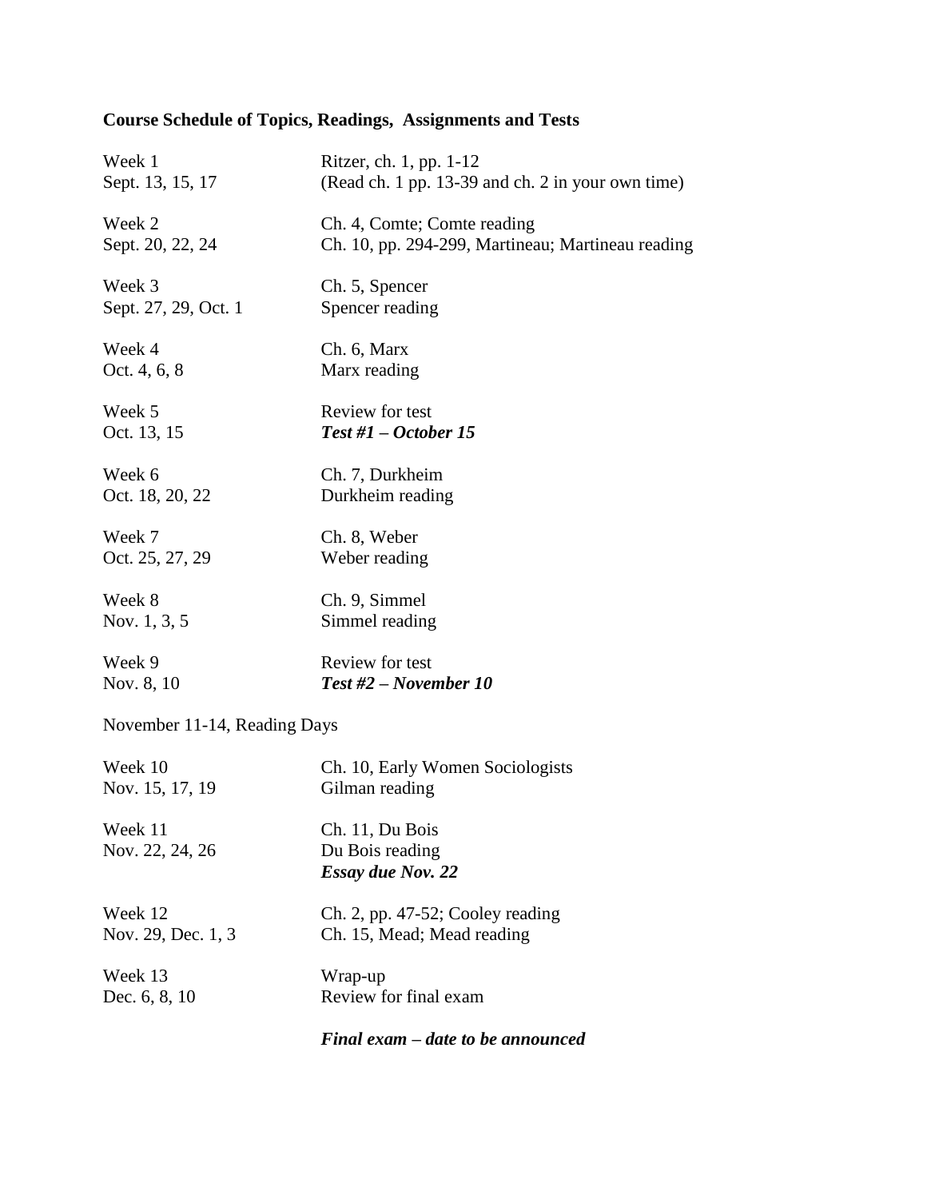**Course Schedule of Topics, Readings, Assignments and Tests**

| | |
|---|---|
| Week 1<br>Sept. 13, 15, 17 | Ritzer, ch. 1, pp. 1-12<br>(Read ch. 1 pp. 13-39 and ch. 2 in your own time) |
| Week 2<br>Sept. 20, 22, 24 | Ch. 4, Comte; Comte reading<br>Ch. 10, pp. 294-299, Martineau; Martineau reading |
| Week 3<br>Sept. 27, 29, Oct. 1 | Ch. 5, Spencer<br>Spencer reading |
| Week 4<br>Oct. 4, 6, 8 | Ch. 6, Marx<br>Marx reading |
| Week 5<br>Oct. 13, 15 | Review for test<br>***Test #1 – October 15*** |
| Week 6<br>Oct. 18, 20, 22 | Ch. 7, Durkheim<br>Durkheim reading |
| Week 7<br>Oct. 25, 27, 29 | Ch. 8, Weber<br>Weber reading |
| Week 8<br>Nov. 1, 3, 5 | Ch. 9, Simmel<br>Simmel reading |
| Week 9<br>Nov. 8, 10 | Review for test<br>***Test #2 – November 10*** |
| November 11-14, Reading Days | |
| Week 10<br>Nov. 15, 17, 19 | Ch. 10, Early Women Sociologists<br>Gilman reading |
| Week 11<br>Nov. 22, 24, 26 | Ch. 11, Du Bois<br>Du Bois reading<br>***Essay due Nov. 22*** |
| Week 12<br>Nov. 29, Dec. 1, 3 | Ch. 2, pp. 47-52; Cooley reading<br>Ch. 15, Mead; Mead reading |
| Week 13<br>Dec. 6, 8, 10 | Wrap-up<br>Review for final exam |
| | ***Final exam – date to be announced*** |